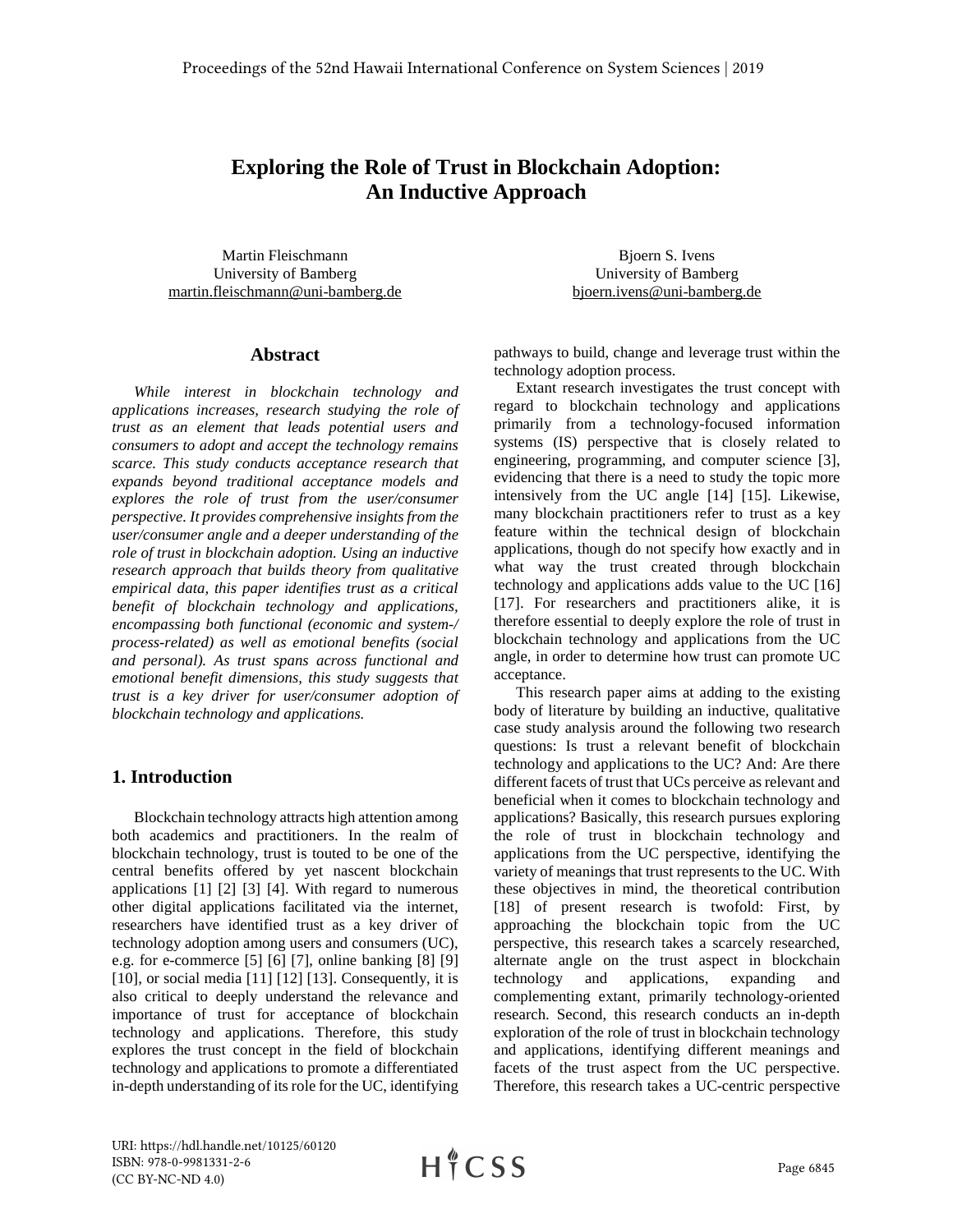# Exploring the Role of Trust in Blockchain Adoption: An Inductive Approach

Martin Fleischmann
University of Bamberg
martin.fleischmann@uni-bamberg.de

Bjoern S. Ivens
University of Bamberg
bjoern.ivens@uni-bamberg.de

## Abstract

*While interest in blockchain technology and applications increases, research studying the role of trust as an element that leads potential users and consumers to adopt and accept the technology remains scarce. This study conducts acceptance research that expands beyond traditional acceptance models and explores the role of trust from the user/consumer perspective. It provides comprehensive insights from the user/consumer angle and a deeper understanding of the role of trust in blockchain adoption. Using an inductive research approach that builds theory from qualitative empirical data, this paper identifies trust as a critical benefit of blockchain technology and applications, encompassing both functional (economic and system-/ process-related) as well as emotional benefits (social and personal). As trust spans across functional and emotional benefit dimensions, this study suggests that trust is a key driver for user/consumer adoption of blockchain technology and applications.*

## 1. Introduction

Blockchain technology attracts high attention among both academics and practitioners. In the realm of blockchain technology, trust is touted to be one of the central benefits offered by yet nascent blockchain applications [1] [2] [3] [4]. With regard to numerous other digital applications facilitated via the internet, researchers have identified trust as a key driver of technology adoption among users and consumers (UC), e.g. for e-commerce [5] [6] [7], online banking [8] [9] [10], or social media [11] [12] [13]. Consequently, it is also critical to deeply understand the relevance and importance of trust for acceptance of blockchain technology and applications. Therefore, this study explores the trust concept in the field of blockchain technology and applications to promote a differentiated in-depth understanding of its role for the UC, identifying pathways to build, change and leverage trust within the technology adoption process.

Extant research investigates the trust concept with regard to blockchain technology and applications primarily from a technology-focused information systems (IS) perspective that is closely related to engineering, programming, and computer science [3], evidencing that there is a need to study the topic more intensively from the UC angle [14] [15]. Likewise, many blockchain practitioners refer to trust as a key feature within the technical design of blockchain applications, though do not specify how exactly and in what way the trust created through blockchain technology and applications adds value to the UC [16] [17]. For researchers and practitioners alike, it is therefore essential to deeply explore the role of trust in blockchain technology and applications from the UC angle, in order to determine how trust can promote UC acceptance.

This research paper aims at adding to the existing body of literature by building an inductive, qualitative case study analysis around the following two research questions: Is trust a relevant benefit of blockchain technology and applications to the UC? And: Are there different facets of trust that UCs perceive as relevant and beneficial when it comes to blockchain technology and applications? Basically, this research pursues exploring the role of trust in blockchain technology and applications from the UC perspective, identifying the variety of meanings that trust represents to the UC. With these objectives in mind, the theoretical contribution [18] of present research is twofold: First, by approaching the blockchain topic from the UC perspective, this research takes a scarcely researched, alternate angle on the trust aspect in blockchain technology and applications, expanding and complementing extant, primarily technology-oriented research. Second, this research conducts an in-depth exploration of the role of trust in blockchain technology and applications, identifying different meanings and facets of the trust aspect from the UC perspective. Therefore, this research takes a UC-centric perspective

URI: https://hdl.handle.net/10125/60120
ISBN: 978-0-9981331-2-6
(CC BY-NC-ND 4.0)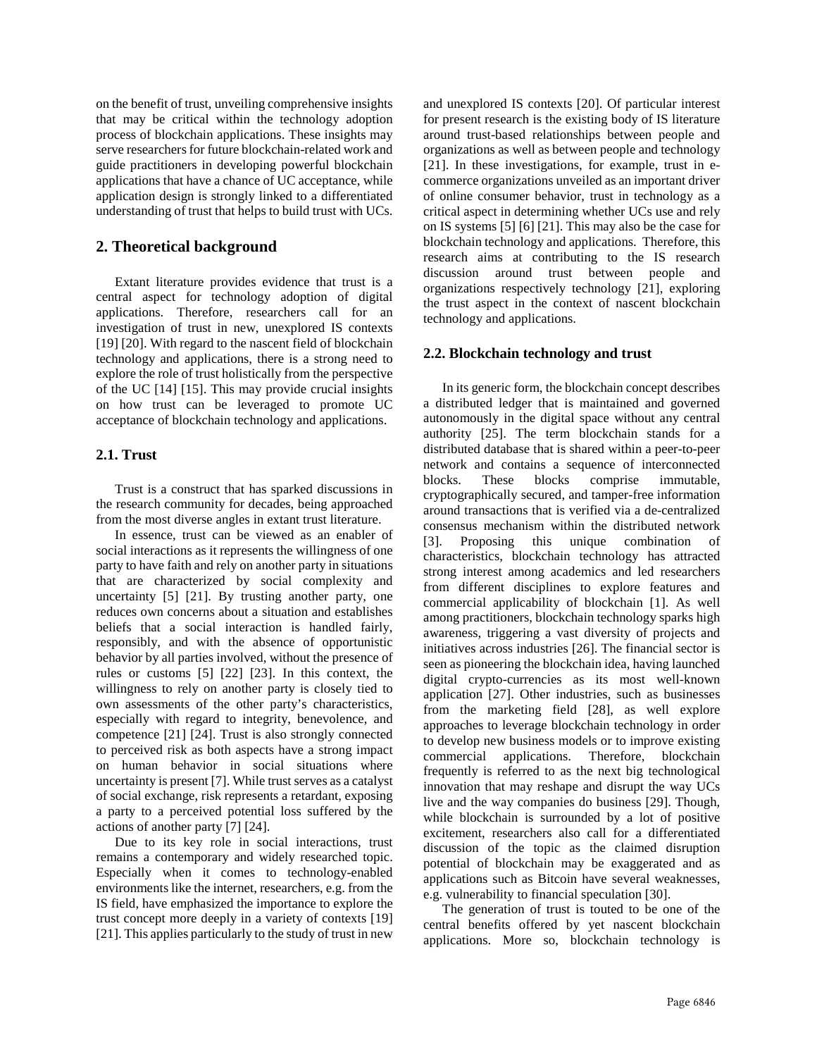on the benefit of trust, unveiling comprehensive insights that may be critical within the technology adoption process of blockchain applications. These insights may serve researchers for future blockchain-related work and guide practitioners in developing powerful blockchain applications that have a chance of UC acceptance, while application design is strongly linked to a differentiated understanding of trust that helps to build trust with UCs.

## 2. Theoretical background

Extant literature provides evidence that trust is a central aspect for technology adoption of digital applications. Therefore, researchers call for an investigation of trust in new, unexplored IS contexts [19] [20]. With regard to the nascent field of blockchain technology and applications, there is a strong need to explore the role of trust holistically from the perspective of the UC [14] [15]. This may provide crucial insights on how trust can be leveraged to promote UC acceptance of blockchain technology and applications.

### 2.1. Trust

Trust is a construct that has sparked discussions in the research community for decades, being approached from the most diverse angles in extant trust literature.

In essence, trust can be viewed as an enabler of social interactions as it represents the willingness of one party to have faith and rely on another party in situations that are characterized by social complexity and uncertainty [5] [21]. By trusting another party, one reduces own concerns about a situation and establishes beliefs that a social interaction is handled fairly, responsibly, and with the absence of opportunistic behavior by all parties involved, without the presence of rules or customs [5] [22] [23]. In this context, the willingness to rely on another party is closely tied to own assessments of the other party's characteristics, especially with regard to integrity, benevolence, and competence [21] [24]. Trust is also strongly connected to perceived risk as both aspects have a strong impact on human behavior in social situations where uncertainty is present [7]. While trust serves as a catalyst of social exchange, risk represents a retardant, exposing a party to a perceived potential loss suffered by the actions of another party [7] [24].

Due to its key role in social interactions, trust remains a contemporary and widely researched topic. Especially when it comes to technology-enabled environments like the internet, researchers, e.g. from the IS field, have emphasized the importance to explore the trust concept more deeply in a variety of contexts [19] [21]. This applies particularly to the study of trust in new and unexplored IS contexts [20]. Of particular interest for present research is the existing body of IS literature around trust-based relationships between people and organizations as well as between people and technology [21]. In these investigations, for example, trust in e-commerce organizations unveiled as an important driver of online consumer behavior, trust in technology as a critical aspect in determining whether UCs use and rely on IS systems [5] [6] [21]. This may also be the case for blockchain technology and applications. Therefore, this research aims at contributing to the IS research discussion around trust between people and organizations respectively technology [21], exploring the trust aspect in the context of nascent blockchain technology and applications.

### 2.2. Blockchain technology and trust

In its generic form, the blockchain concept describes a distributed ledger that is maintained and governed autonomously in the digital space without any central authority [25]. The term blockchain stands for a distributed database that is shared within a peer-to-peer network and contains a sequence of interconnected blocks. These blocks comprise immutable, cryptographically secured, and tamper-free information around transactions that is verified via a de-centralized consensus mechanism within the distributed network [3]. Proposing this unique combination of characteristics, blockchain technology has attracted strong interest among academics and led researchers from different disciplines to explore features and commercial applicability of blockchain [1]. As well among practitioners, blockchain technology sparks high awareness, triggering a vast diversity of projects and initiatives across industries [26]. The financial sector is seen as pioneering the blockchain idea, having launched digital crypto-currencies as its most well-known application [27]. Other industries, such as businesses from the marketing field [28], as well explore approaches to leverage blockchain technology in order to develop new business models or to improve existing commercial applications. Therefore, blockchain frequently is referred to as the next big technological innovation that may reshape and disrupt the way UCs live and the way companies do business [29]. Though, while blockchain is surrounded by a lot of positive excitement, researchers also call for a differentiated discussion of the topic as the claimed disruption potential of blockchain may be exaggerated and as applications such as Bitcoin have several weaknesses, e.g. vulnerability to financial speculation [30].

The generation of trust is touted to be one of the central benefits offered by yet nascent blockchain applications. More so, blockchain technology is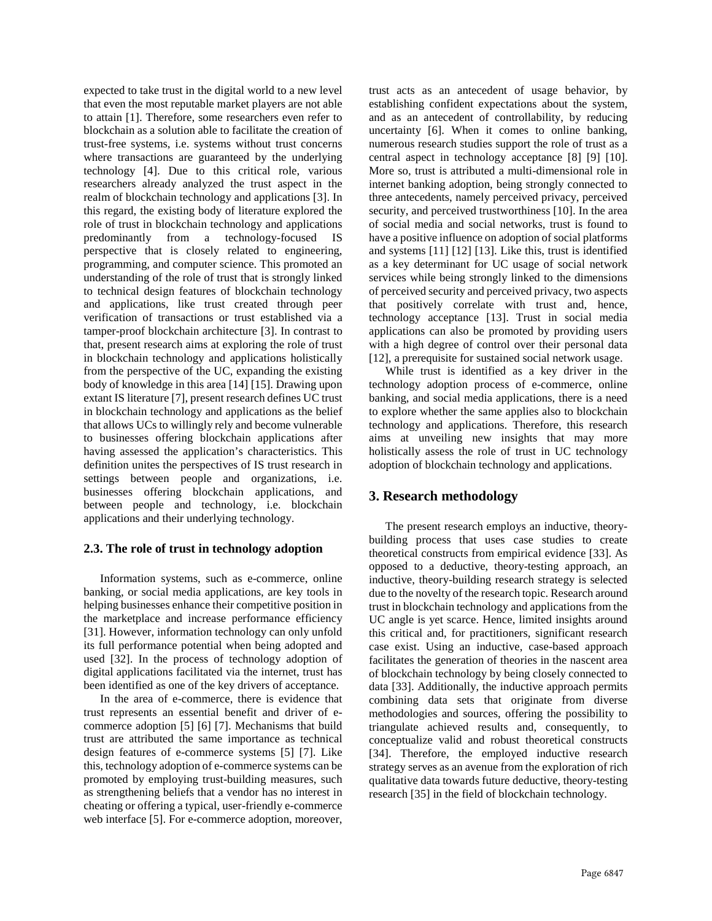expected to take trust in the digital world to a new level that even the most reputable market players are not able to attain [1]. Therefore, some researchers even refer to blockchain as a solution able to facilitate the creation of trust-free systems, i.e. systems without trust concerns where transactions are guaranteed by the underlying technology [4]. Due to this critical role, various researchers already analyzed the trust aspect in the realm of blockchain technology and applications [3]. In this regard, the existing body of literature explored the role of trust in blockchain technology and applications predominantly from a technology-focused IS perspective that is closely related to engineering, programming, and computer science. This promoted an understanding of the role of trust that is strongly linked to technical design features of blockchain technology and applications, like trust created through peer verification of transactions or trust established via a tamper-proof blockchain architecture [3]. In contrast to that, present research aims at exploring the role of trust in blockchain technology and applications holistically from the perspective of the UC, expanding the existing body of knowledge in this area [14] [15]. Drawing upon extant IS literature [7], present research defines UC trust in blockchain technology and applications as the belief that allows UCs to willingly rely and become vulnerable to businesses offering blockchain applications after having assessed the application's characteristics. This definition unites the perspectives of IS trust research in settings between people and organizations, i.e. businesses offering blockchain applications, and between people and technology, i.e. blockchain applications and their underlying technology.

### 2.3. The role of trust in technology adoption

Information systems, such as e-commerce, online banking, or social media applications, are key tools in helping businesses enhance their competitive position in the marketplace and increase performance efficiency [31]. However, information technology can only unfold its full performance potential when being adopted and used [32]. In the process of technology adoption of digital applications facilitated via the internet, trust has been identified as one of the key drivers of acceptance.

In the area of e-commerce, there is evidence that trust represents an essential benefit and driver of e-commerce adoption [5] [6] [7]. Mechanisms that build trust are attributed the same importance as technical design features of e-commerce systems [5] [7]. Like this, technology adoption of e-commerce systems can be promoted by employing trust-building measures, such as strengthening beliefs that a vendor has no interest in cheating or offering a typical, user-friendly e-commerce web interface [5]. For e-commerce adoption, moreover, trust acts as an antecedent of usage behavior, by establishing confident expectations about the system, and as an antecedent of controllability, by reducing uncertainty [6]. When it comes to online banking, numerous research studies support the role of trust as a central aspect in technology acceptance [8] [9] [10]. More so, trust is attributed a multi-dimensional role in internet banking adoption, being strongly connected to three antecedents, namely perceived privacy, perceived security, and perceived trustworthiness [10]. In the area of social media and social networks, trust is found to have a positive influence on adoption of social platforms and systems [11] [12] [13]. Like this, trust is identified as a key determinant for UC usage of social network services while being strongly linked to the dimensions of perceived security and perceived privacy, two aspects that positively correlate with trust and, hence, technology acceptance [13]. Trust in social media applications can also be promoted by providing users with a high degree of control over their personal data [12], a prerequisite for sustained social network usage.

While trust is identified as a key driver in the technology adoption process of e-commerce, online banking, and social media applications, there is a need to explore whether the same applies also to blockchain technology and applications. Therefore, this research aims at unveiling new insights that may more holistically assess the role of trust in UC technology adoption of blockchain technology and applications.

## 3. Research methodology

The present research employs an inductive, theory-building process that uses case studies to create theoretical constructs from empirical evidence [33]. As opposed to a deductive, theory-testing approach, an inductive, theory-building research strategy is selected due to the novelty of the research topic. Research around trust in blockchain technology and applications from the UC angle is yet scarce. Hence, limited insights around this critical and, for practitioners, significant research case exist. Using an inductive, case-based approach facilitates the generation of theories in the nascent area of blockchain technology by being closely connected to data [33]. Additionally, the inductive approach permits combining data sets that originate from diverse methodologies and sources, offering the possibility to triangulate achieved results and, consequently, to conceptualize valid and robust theoretical constructs [34]. Therefore, the employed inductive research strategy serves as an avenue from the exploration of rich qualitative data towards future deductive, theory-testing research [35] in the field of blockchain technology.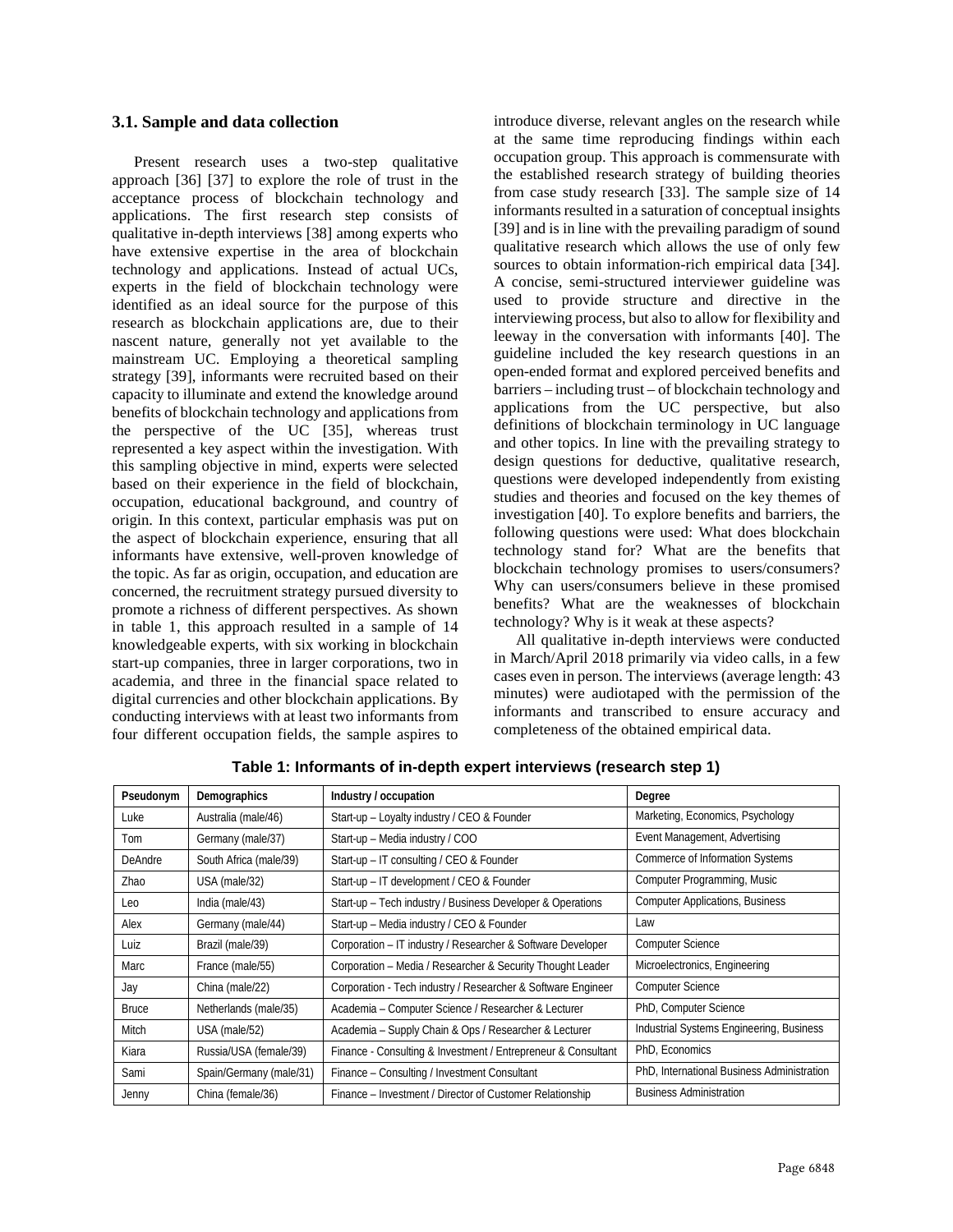### 3.1. Sample and data collection

Present research uses a two-step qualitative approach [36] [37] to explore the role of trust in the acceptance process of blockchain technology and applications. The first research step consists of qualitative in-depth interviews [38] among experts who have extensive expertise in the area of blockchain technology and applications. Instead of actual UCs, experts in the field of blockchain technology were identified as an ideal source for the purpose of this research as blockchain applications are, due to their nascent nature, generally not yet available to the mainstream UC. Employing a theoretical sampling strategy [39], informants were recruited based on their capacity to illuminate and extend the knowledge around benefits of blockchain technology and applications from the perspective of the UC [35], whereas trust represented a key aspect within the investigation. With this sampling objective in mind, experts were selected based on their experience in the field of blockchain, occupation, educational background, and country of origin. In this context, particular emphasis was put on the aspect of blockchain experience, ensuring that all informants have extensive, well-proven knowledge of the topic. As far as origin, occupation, and education are concerned, the recruitment strategy pursued diversity to promote a richness of different perspectives. As shown in table 1, this approach resulted in a sample of 14 knowledgeable experts, with six working in blockchain start-up companies, three in larger corporations, two in academia, and three in the financial space related to digital currencies and other blockchain applications. By conducting interviews with at least two informants from four different occupation fields, the sample aspires to introduce diverse, relevant angles on the research while at the same time reproducing findings within each occupation group. This approach is commensurate with the established research strategy of building theories from case study research [33]. The sample size of 14 informants resulted in a saturation of conceptual insights [39] and is in line with the prevailing paradigm of sound qualitative research which allows the use of only few sources to obtain information-rich empirical data [34]. A concise, semi-structured interviewer guideline was used to provide structure and directive in the interviewing process, but also to allow for flexibility and leeway in the conversation with informants [40]. The guideline included the key research questions in an open-ended format and explored perceived benefits and barriers – including trust – of blockchain technology and applications from the UC perspective, but also definitions of blockchain terminology in UC language and other topics. In line with the prevailing strategy to design questions for deductive, qualitative research, questions were developed independently from existing studies and theories and focused on the key themes of investigation [40]. To explore benefits and barriers, the following questions were used: What does blockchain technology stand for? What are the benefits that blockchain technology promises to users/consumers? Why can users/consumers believe in these promised benefits? What are the weaknesses of blockchain technology? Why is it weak at these aspects?

All qualitative in-depth interviews were conducted in March/April 2018 primarily via video calls, in a few cases even in person. The interviews (average length: 43 minutes) were audiotaped with the permission of the informants and transcribed to ensure accuracy and completeness of the obtained empirical data.

**Table 1: Informants of in-depth expert interviews (research step 1)**

| Pseudonym | Demographics | Industry / occupation | Degree |
|---|---|---|---|
| Luke | Australia (male/46) | Start-up – Loyalty industry / CEO & Founder | Marketing, Economics, Psychology |
| Tom | Germany (male/37) | Start-up – Media industry / COO | Event Management, Advertising |
| DeAndre | South Africa (male/39) | Start-up – IT consulting / CEO & Founder | Commerce of Information Systems |
| Zhao | USA (male/32) | Start-up – IT development / CEO & Founder | Computer Programming, Music |
| Leo | India (male/43) | Start-up – Tech industry / Business Developer & Operations | Computer Applications, Business |
| Alex | Germany (male/44) | Start-up – Media industry / CEO & Founder | Law |
| Luiz | Brazil (male/39) | Corporation – IT industry / Researcher & Software Developer | Computer Science |
| Marc | France (male/55) | Corporation – Media / Researcher & Security Thought Leader | Microelectronics, Engineering |
| Jay | China (male/22) | Corporation - Tech industry / Researcher & Software Engineer | Computer Science |
| Bruce | Netherlands (male/35) | Academia – Computer Science / Researcher & Lecturer | PhD, Computer Science |
| Mitch | USA (male/52) | Academia – Supply Chain & Ops / Researcher & Lecturer | Industrial Systems Engineering, Business |
| Kiara | Russia/USA (female/39) | Finance - Consulting & Investment / Entrepreneur & Consultant | PhD, Economics |
| Sami | Spain/Germany (male/31) | Finance – Consulting / Investment Consultant | PhD, International Business Administration |
| Jenny | China (female/36) | Finance – Investment / Director of Customer Relationship | Business Administration |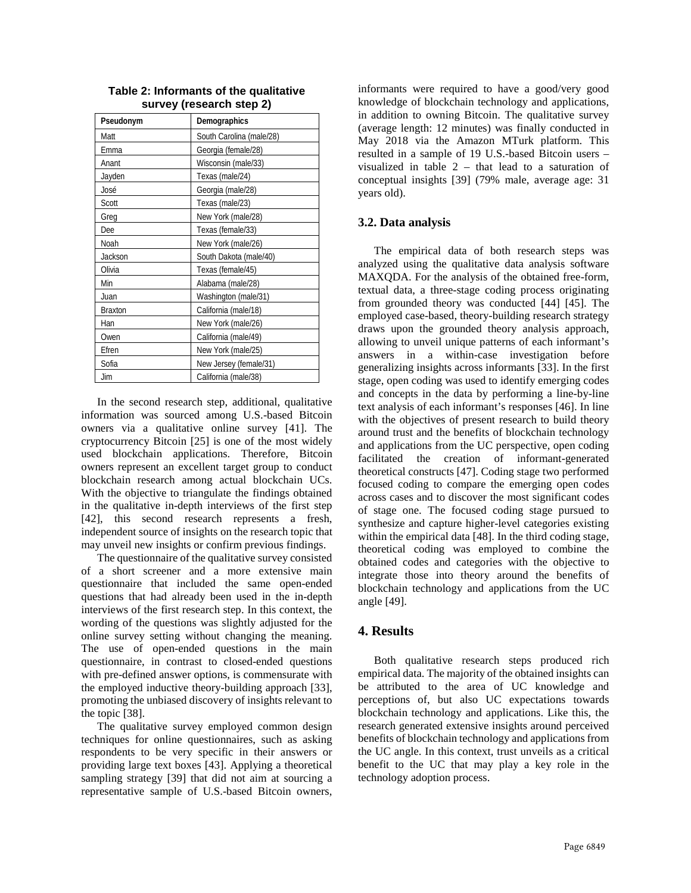**Table 2: Informants of the qualitative survey (research step 2)**

| Pseudonym | Demographics |
|---|---|
| Matt | South Carolina (male/28) |
| Emma | Georgia (female/28) |
| Anant | Wisconsin (male/33) |
| Jayden | Texas (male/24) |
| José | Georgia (male/28) |
| Scott | Texas (male/23) |
| Greg | New York (male/28) |
| Dee | Texas (female/33) |
| Noah | New York (male/26) |
| Jackson | South Dakota (male/40) |
| Olivia | Texas (female/45) |
| Min | Alabama (male/28) |
| Juan | Washington (male/31) |
| Braxton | California (male/18) |
| Han | New York (male/26) |
| Owen | California (male/49) |
| Efren | New York (male/25) |
| Sofia | New Jersey (female/31) |
| Jim | California (male/38) |

In the second research step, additional, qualitative information was sourced among U.S.-based Bitcoin owners via a qualitative online survey [41]. The cryptocurrency Bitcoin [25] is one of the most widely used blockchain applications. Therefore, Bitcoin owners represent an excellent target group to conduct blockchain research among actual blockchain UCs. With the objective to triangulate the findings obtained in the qualitative in-depth interviews of the first step [42], this second research represents a fresh, independent source of insights on the research topic that may unveil new insights or confirm previous findings.

The questionnaire of the qualitative survey consisted of a short screener and a more extensive main questionnaire that included the same open-ended questions that had already been used in the in-depth interviews of the first research step. In this context, the wording of the questions was slightly adjusted for the online survey setting without changing the meaning. The use of open-ended questions in the main questionnaire, in contrast to closed-ended questions with pre-defined answer options, is commensurate with the employed inductive theory-building approach [33], promoting the unbiased discovery of insights relevant to the topic [38].

The qualitative survey employed common design techniques for online questionnaires, such as asking respondents to be very specific in their answers or providing large text boxes [43]. Applying a theoretical sampling strategy [39] that did not aim at sourcing a representative sample of U.S.-based Bitcoin owners, informants were required to have a good/very good knowledge of blockchain technology and applications, in addition to owning Bitcoin. The qualitative survey (average length: 12 minutes) was finally conducted in May 2018 via the Amazon MTurk platform. This resulted in a sample of 19 U.S.-based Bitcoin users – visualized in table 2 – that lead to a saturation of conceptual insights [39] (79% male, average age: 31 years old).

### 3.2. Data analysis

The empirical data of both research steps was analyzed using the qualitative data analysis software MAXQDA. For the analysis of the obtained free-form, textual data, a three-stage coding process originating from grounded theory was conducted [44] [45]. The employed case-based, theory-building research strategy draws upon the grounded theory analysis approach, allowing to unveil unique patterns of each informant's answers in a within-case investigation before generalizing insights across informants [33]. In the first stage, open coding was used to identify emerging codes and concepts in the data by performing a line-by-line text analysis of each informant's responses [46]. In line with the objectives of present research to build theory around trust and the benefits of blockchain technology and applications from the UC perspective, open coding facilitated the creation of informant-generated theoretical constructs [47]. Coding stage two performed focused coding to compare the emerging open codes across cases and to discover the most significant codes of stage one. The focused coding stage pursued to synthesize and capture higher-level categories existing within the empirical data [48]. In the third coding stage, theoretical coding was employed to combine the obtained codes and categories with the objective to integrate those into theory around the benefits of blockchain technology and applications from the UC angle [49].

## 4. Results

Both qualitative research steps produced rich empirical data. The majority of the obtained insights can be attributed to the area of UC knowledge and perceptions of, but also UC expectations towards blockchain technology and applications. Like this, the research generated extensive insights around perceived benefits of blockchain technology and applications from the UC angle. In this context, trust unveils as a critical benefit to the UC that may play a key role in the technology adoption process.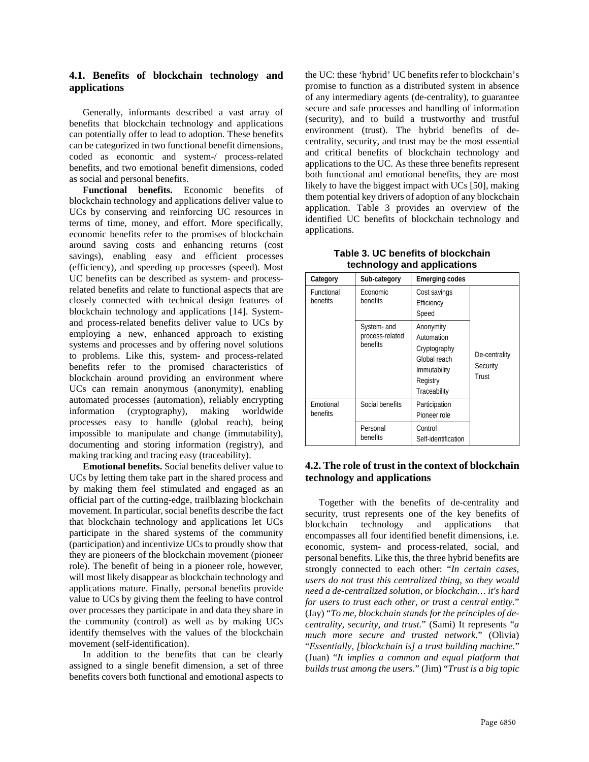### 4.1. Benefits of blockchain technology and applications

Generally, informants described a vast array of benefits that blockchain technology and applications can potentially offer to lead to adoption. These benefits can be categorized in two functional benefit dimensions, coded as economic and system-/ process-related benefits, and two emotional benefit dimensions, coded as social and personal benefits.

**Functional benefits.** Economic benefits of blockchain technology and applications deliver value to UCs by conserving and reinforcing UC resources in terms of time, money, and effort. More specifically, economic benefits refer to the promises of blockchain around saving costs and enhancing returns (cost savings), enabling easy and efficient processes (efficiency), and speeding up processes (speed). Most UC benefits can be described as system- and process-related benefits and relate to functional aspects that are closely connected with technical design features of blockchain technology and applications [14]. System- and process-related benefits deliver value to UCs by employing a new, enhanced approach to existing systems and processes and by offering novel solutions to problems. Like this, system- and process-related benefits refer to the promised characteristics of blockchain around providing an environment where UCs can remain anonymous (anonymity), enabling automated processes (automation), reliably encrypting information (cryptography), making worldwide processes easy to handle (global reach), being impossible to manipulate and change (immutability), documenting and storing information (registry), and making tracking and tracing easy (traceability).

**Emotional benefits.** Social benefits deliver value to UCs by letting them take part in the shared process and by making them feel stimulated and engaged as an official part of the cutting-edge, trailblazing blockchain movement. In particular, social benefits describe the fact that blockchain technology and applications let UCs participate in the shared systems of the community (participation) and incentivize UCs to proudly show that they are pioneers of the blockchain movement (pioneer role). The benefit of being in a pioneer role, however, will most likely disappear as blockchain technology and applications mature. Finally, personal benefits provide value to UCs by giving them the feeling to have control over processes they participate in and data they share in the community (control) as well as by making UCs identify themselves with the values of the blockchain movement (self-identification).

In addition to the benefits that can be clearly assigned to a single benefit dimension, a set of three benefits covers both functional and emotional aspects to the UC: these 'hybrid' UC benefits refer to blockchain's promise to function as a distributed system in absence of any intermediary agents (de-centrality), to guarantee secure and safe processes and handling of information (security), and to build a trustworthy and trustful environment (trust). The hybrid benefits of de-centrality, security, and trust may be the most essential and critical benefits of blockchain technology and applications to the UC. As these three benefits represent both functional and emotional benefits, they are most likely to have the biggest impact with UCs [50], making them potential key drivers of adoption of any blockchain application. Table 3 provides an overview of the identified UC benefits of blockchain technology and applications.

**Table 3. UC benefits of blockchain technology and applications**

| Category | Sub-category | Emerging codes | |
|---|---|---|---|
| Functional benefits | Economic benefits | Cost savings<br>Efficiency<br>Speed | De-centrality<br>Security<br>Trust |
| | System- and process-related benefits | Anonymity<br>Automation<br>Cryptography<br>Global reach<br>Immutability<br>Registry<br>Traceability | |
| Emotional benefits | Social benefits | Participation<br>Pioneer role | |
| | Personal benefits | Control<br>Self-identification | |

### 4.2. The role of trust in the context of blockchain technology and applications

Together with the benefits of de-centrality and security, trust represents one of the key benefits of blockchain technology and applications that encompasses all four identified benefit dimensions, i.e. economic, system- and process-related, social, and personal benefits. Like this, the three hybrid benefits are strongly connected to each other: "*In certain cases, users do not trust this centralized thing, so they would need a de-centralized solution, or blockchain… it's hard for users to trust each other, or trust a central entity.*" (Jay) "*To me, blockchain stands for the principles of de-centrality, security, and trust.*" (Sami) It represents "*a much more secure and trusted network.*" (Olivia) "*Essentially, [blockchain is] a trust building machine.*" (Juan) "*It implies a common and equal platform that builds trust among the users.*" (Jim) "*Trust is a big topic*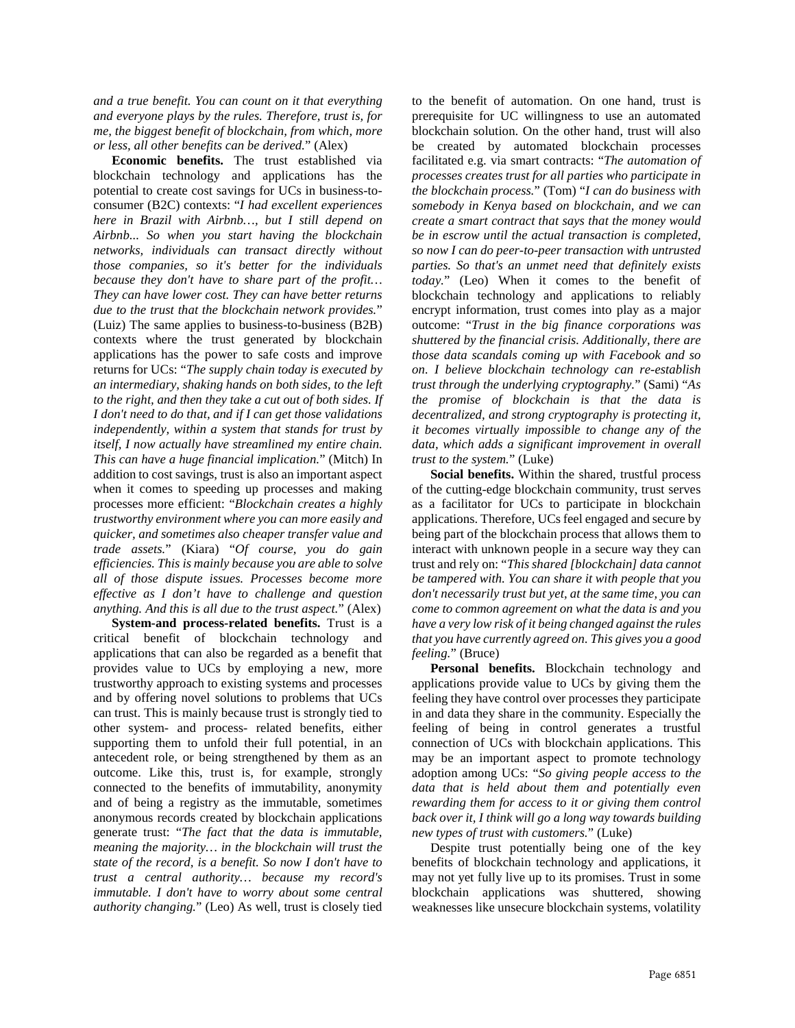*and a true benefit. You can count on it that everything and everyone plays by the rules. Therefore, trust is, for me, the biggest benefit of blockchain, from which, more or less, all other benefits can be derived.*" (Alex)

**Economic benefits.** The trust established via blockchain technology and applications has the potential to create cost savings for UCs in business-to-consumer (B2C) contexts: "*I had excellent experiences here in Brazil with Airbnb…, but I still depend on Airbnb... So when you start having the blockchain networks, individuals can transact directly without those companies, so it's better for the individuals because they don't have to share part of the profit… They can have lower cost. They can have better returns due to the trust that the blockchain network provides.*" (Luiz) The same applies to business-to-business (B2B) contexts where the trust generated by blockchain applications has the power to safe costs and improve returns for UCs: "*The supply chain today is executed by an intermediary, shaking hands on both sides, to the left to the right, and then they take a cut out of both sides. If I don't need to do that, and if I can get those validations independently, within a system that stands for trust by itself, I now actually have streamlined my entire chain. This can have a huge financial implication.*" (Mitch) In addition to cost savings, trust is also an important aspect when it comes to speeding up processes and making processes more efficient: "*Blockchain creates a highly trustworthy environment where you can more easily and quicker, and sometimes also cheaper transfer value and trade assets.*" (Kiara) "*Of course, you do gain efficiencies. This is mainly because you are able to solve all of those dispute issues. Processes become more effective as I don't have to challenge and question anything. And this is all due to the trust aspect.*" (Alex)

**System-and process-related benefits.** Trust is a critical benefit of blockchain technology and applications that can also be regarded as a benefit that provides value to UCs by employing a new, more trustworthy approach to existing systems and processes and by offering novel solutions to problems that UCs can trust. This is mainly because trust is strongly tied to other system- and process- related benefits, either supporting them to unfold their full potential, in an antecedent role, or being strengthened by them as an outcome. Like this, trust is, for example, strongly connected to the benefits of immutability, anonymity and of being a registry as the immutable, sometimes anonymous records created by blockchain applications generate trust: "*The fact that the data is immutable, meaning the majority… in the blockchain will trust the state of the record, is a benefit. So now I don't have to trust a central authority… because my record's immutable. I don't have to worry about some central authority changing.*" (Leo) As well, trust is closely tied to the benefit of automation. On one hand, trust is prerequisite for UC willingness to use an automated blockchain solution. On the other hand, trust will also be created by automated blockchain processes facilitated e.g. via smart contracts: "*The automation of processes creates trust for all parties who participate in the blockchain process.*" (Tom) "*I can do business with somebody in Kenya based on blockchain, and we can create a smart contract that says that the money would be in escrow until the actual transaction is completed, so now I can do peer-to-peer transaction with untrusted parties. So that's an unmet need that definitely exists today.*" (Leo) When it comes to the benefit of blockchain technology and applications to reliably encrypt information, trust comes into play as a major outcome: "*Trust in the big finance corporations was shuttered by the financial crisis. Additionally, there are those data scandals coming up with Facebook and so on. I believe blockchain technology can re-establish trust through the underlying cryptography.*" (Sami) "*As the promise of blockchain is that the data is decentralized, and strong cryptography is protecting it, it becomes virtually impossible to change any of the data, which adds a significant improvement in overall trust to the system.*" (Luke)

**Social benefits.** Within the shared, trustful process of the cutting-edge blockchain community, trust serves as a facilitator for UCs to participate in blockchain applications. Therefore, UCs feel engaged and secure by being part of the blockchain process that allows them to interact with unknown people in a secure way they can trust and rely on: "*This shared [blockchain] data cannot be tampered with. You can share it with people that you don't necessarily trust but yet, at the same time, you can come to common agreement on what the data is and you have a very low risk of it being changed against the rules that you have currently agreed on. This gives you a good feeling.*" (Bruce)

**Personal benefits.** Blockchain technology and applications provide value to UCs by giving them the feeling they have control over processes they participate in and data they share in the community. Especially the feeling of being in control generates a trustful connection of UCs with blockchain applications. This may be an important aspect to promote technology adoption among UCs: "*So giving people access to the data that is held about them and potentially even rewarding them for access to it or giving them control back over it, I think will go a long way towards building new types of trust with customers.*" (Luke)

Despite trust potentially being one of the key benefits of blockchain technology and applications, it may not yet fully live up to its promises. Trust in some blockchain applications was shuttered, showing weaknesses like unsecure blockchain systems, volatility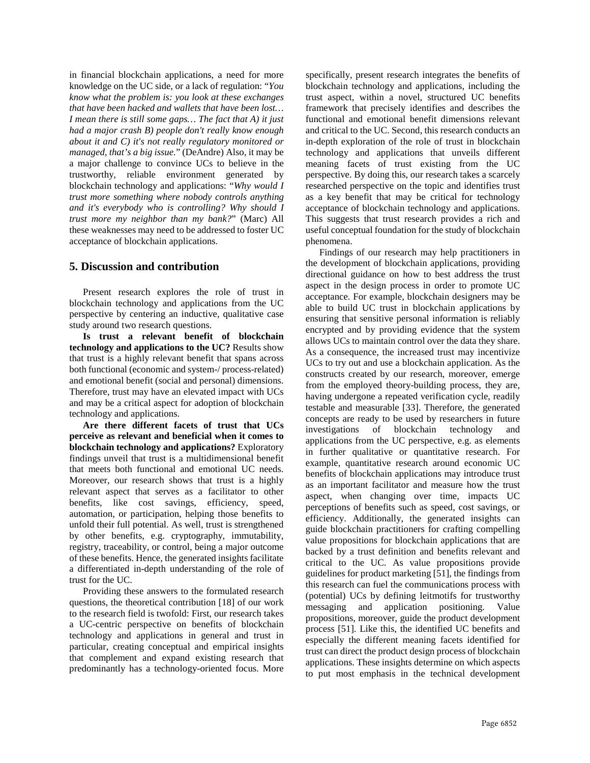in financial blockchain applications, a need for more knowledge on the UC side, or a lack of regulation: "*You know what the problem is: you look at these exchanges that have been hacked and wallets that have been lost… I mean there is still some gaps… The fact that A) it just had a major crash B) people don't really know enough about it and C) it's not really regulatory monitored or managed, that's a big issue.*" (DeAndre) Also, it may be a major challenge to convince UCs to believe in the trustworthy, reliable environment generated by blockchain technology and applications: "*Why would I trust more something where nobody controls anything and it's everybody who is controlling? Why should I trust more my neighbor than my bank?*" (Marc) All these weaknesses may need to be addressed to foster UC acceptance of blockchain applications.

## 5. Discussion and contribution

Present research explores the role of trust in blockchain technology and applications from the UC perspective by centering an inductive, qualitative case study around two research questions.

**Is trust a relevant benefit of blockchain technology and applications to the UC?** Results show that trust is a highly relevant benefit that spans across both functional (economic and system-/ process-related) and emotional benefit (social and personal) dimensions. Therefore, trust may have an elevated impact with UCs and may be a critical aspect for adoption of blockchain technology and applications.

**Are there different facets of trust that UCs perceive as relevant and beneficial when it comes to blockchain technology and applications?** Exploratory findings unveil that trust is a multidimensional benefit that meets both functional and emotional UC needs. Moreover, our research shows that trust is a highly relevant aspect that serves as a facilitator to other benefits, like cost savings, efficiency, speed, automation, or participation, helping those benefits to unfold their full potential. As well, trust is strengthened by other benefits, e.g. cryptography, immutability, registry, traceability, or control, being a major outcome of these benefits. Hence, the generated insights facilitate a differentiated in-depth understanding of the role of trust for the UC.

Providing these answers to the formulated research questions, the theoretical contribution [18] of our work to the research field is twofold: First, our research takes a UC-centric perspective on benefits of blockchain technology and applications in general and trust in particular, creating conceptual and empirical insights that complement and expand existing research that predominantly has a technology-oriented focus. More specifically, present research integrates the benefits of blockchain technology and applications, including the trust aspect, within a novel, structured UC benefits framework that precisely identifies and describes the functional and emotional benefit dimensions relevant and critical to the UC. Second, this research conducts an in-depth exploration of the role of trust in blockchain technology and applications that unveils different meaning facets of trust existing from the UC perspective. By doing this, our research takes a scarcely researched perspective on the topic and identifies trust as a key benefit that may be critical for technology acceptance of blockchain technology and applications. This suggests that trust research provides a rich and useful conceptual foundation for the study of blockchain phenomena.

Findings of our research may help practitioners in the development of blockchain applications, providing directional guidance on how to best address the trust aspect in the design process in order to promote UC acceptance. For example, blockchain designers may be able to build UC trust in blockchain applications by ensuring that sensitive personal information is reliably encrypted and by providing evidence that the system allows UCs to maintain control over the data they share. As a consequence, the increased trust may incentivize UCs to try out and use a blockchain application. As the constructs created by our research, moreover, emerge from the employed theory-building process, they are, having undergone a repeated verification cycle, readily testable and measurable [33]. Therefore, the generated concepts are ready to be used by researchers in future investigations of blockchain technology and applications from the UC perspective, e.g. as elements in further qualitative or quantitative research. For example, quantitative research around economic UC benefits of blockchain applications may introduce trust as an important facilitator and measure how the trust aspect, when changing over time, impacts UC perceptions of benefits such as speed, cost savings, or efficiency. Additionally, the generated insights can guide blockchain practitioners for crafting compelling value propositions for blockchain applications that are backed by a trust definition and benefits relevant and critical to the UC. As value propositions provide guidelines for product marketing [51], the findings from this research can fuel the communications process with (potential) UCs by defining leitmotifs for trustworthy messaging and application positioning. Value propositions, moreover, guide the product development process [51]. Like this, the identified UC benefits and especially the different meaning facets identified for trust can direct the product design process of blockchain applications. These insights determine on which aspects to put most emphasis in the technical development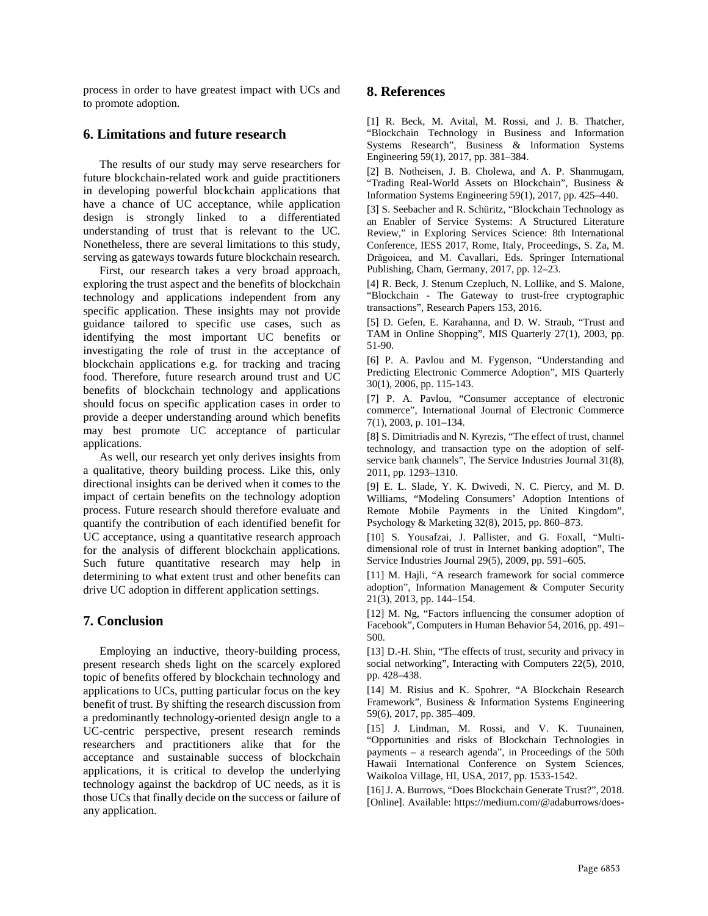process in order to have greatest impact with UCs and to promote adoption.

## 6. Limitations and future research

The results of our study may serve researchers for future blockchain-related work and guide practitioners in developing powerful blockchain applications that have a chance of UC acceptance, while application design is strongly linked to a differentiated understanding of trust that is relevant to the UC. Nonetheless, there are several limitations to this study, serving as gateways towards future blockchain research.

First, our research takes a very broad approach, exploring the trust aspect and the benefits of blockchain technology and applications independent from any specific application. These insights may not provide guidance tailored to specific use cases, such as identifying the most important UC benefits or investigating the role of trust in the acceptance of blockchain applications e.g. for tracking and tracing food. Therefore, future research around trust and UC benefits of blockchain technology and applications should focus on specific application cases in order to provide a deeper understanding around which benefits may best promote UC acceptance of particular applications.

As well, our research yet only derives insights from a qualitative, theory building process. Like this, only directional insights can be derived when it comes to the impact of certain benefits on the technology adoption process. Future research should therefore evaluate and quantify the contribution of each identified benefit for UC acceptance, using a quantitative research approach for the analysis of different blockchain applications. Such future quantitative research may help in determining to what extent trust and other benefits can drive UC adoption in different application settings.

## 7. Conclusion

Employing an inductive, theory-building process, present research sheds light on the scarcely explored topic of benefits offered by blockchain technology and applications to UCs, putting particular focus on the key benefit of trust. By shifting the research discussion from a predominantly technology-oriented design angle to a UC-centric perspective, present research reminds researchers and practitioners alike that for the acceptance and sustainable success of blockchain applications, it is critical to develop the underlying technology against the backdrop of UC needs, as it is those UCs that finally decide on the success or failure of any application.

## 8. References

[1] R. Beck, M. Avital, M. Rossi, and J. B. Thatcher, "Blockchain Technology in Business and Information Systems Research", Business & Information Systems Engineering 59(1), 2017, pp. 381–384.

[2] B. Notheisen, J. B. Cholewa, and A. P. Shanmugam, "Trading Real-World Assets on Blockchain", Business & Information Systems Engineering 59(1), 2017, pp. 425–440.

[3] S. Seebacher and R. Schüritz, "Blockchain Technology as an Enabler of Service Systems: A Structured Literature Review," in Exploring Services Science: 8th International Conference, IESS 2017, Rome, Italy, Proceedings, S. Za, M. Drăgoicea, and M. Cavallari, Eds. Springer International Publishing, Cham, Germany, 2017, pp. 12–23.

[4] R. Beck, J. Stenum Czepluch, N. Lollike, and S. Malone, "Blockchain - The Gateway to trust-free cryptographic transactions", Research Papers 153, 2016.

[5] D. Gefen, E. Karahanna, and D. W. Straub, "Trust and TAM in Online Shopping", MIS Quarterly 27(1), 2003, pp. 51-90.

[6] P. A. Pavlou and M. Fygenson, "Understanding and Predicting Electronic Commerce Adoption", MIS Quarterly 30(1), 2006, pp. 115-143.

[7] P. A. Pavlou, "Consumer acceptance of electronic commerce", International Journal of Electronic Commerce 7(1), 2003, p. 101–134.

[8] S. Dimitriadis and N. Kyrezis, "The effect of trust, channel technology, and transaction type on the adoption of self-service bank channels", The Service Industries Journal 31(8), 2011, pp. 1293–1310.

[9] E. L. Slade, Y. K. Dwivedi, N. C. Piercy, and M. D. Williams, "Modeling Consumers' Adoption Intentions of Remote Mobile Payments in the United Kingdom", Psychology & Marketing 32(8), 2015, pp. 860–873.

[10] S. Yousafzai, J. Pallister, and G. Foxall, "Multi-dimensional role of trust in Internet banking adoption", The Service Industries Journal 29(5), 2009, pp. 591–605.

[11] M. Hajli, "A research framework for social commerce adoption", Information Management & Computer Security 21(3), 2013, pp. 144–154.

[12] M. Ng, "Factors influencing the consumer adoption of Facebook", Computers in Human Behavior 54, 2016, pp. 491–500.

[13] D.-H. Shin, "The effects of trust, security and privacy in social networking", Interacting with Computers 22(5), 2010, pp. 428–438.

[14] M. Risius and K. Spohrer, "A Blockchain Research Framework", Business & Information Systems Engineering 59(6), 2017, pp. 385–409.

[15] J. Lindman, M. Rossi, and V. K. Tuunainen, "Opportunities and risks of Blockchain Technologies in payments – a research agenda", in Proceedings of the 50th Hawaii International Conference on System Sciences, Waikoloa Village, HI, USA, 2017, pp. 1533-1542.

[16] J. A. Burrows, "Does Blockchain Generate Trust?", 2018. [Online]. Available: https://medium.com/@adaburrows/does-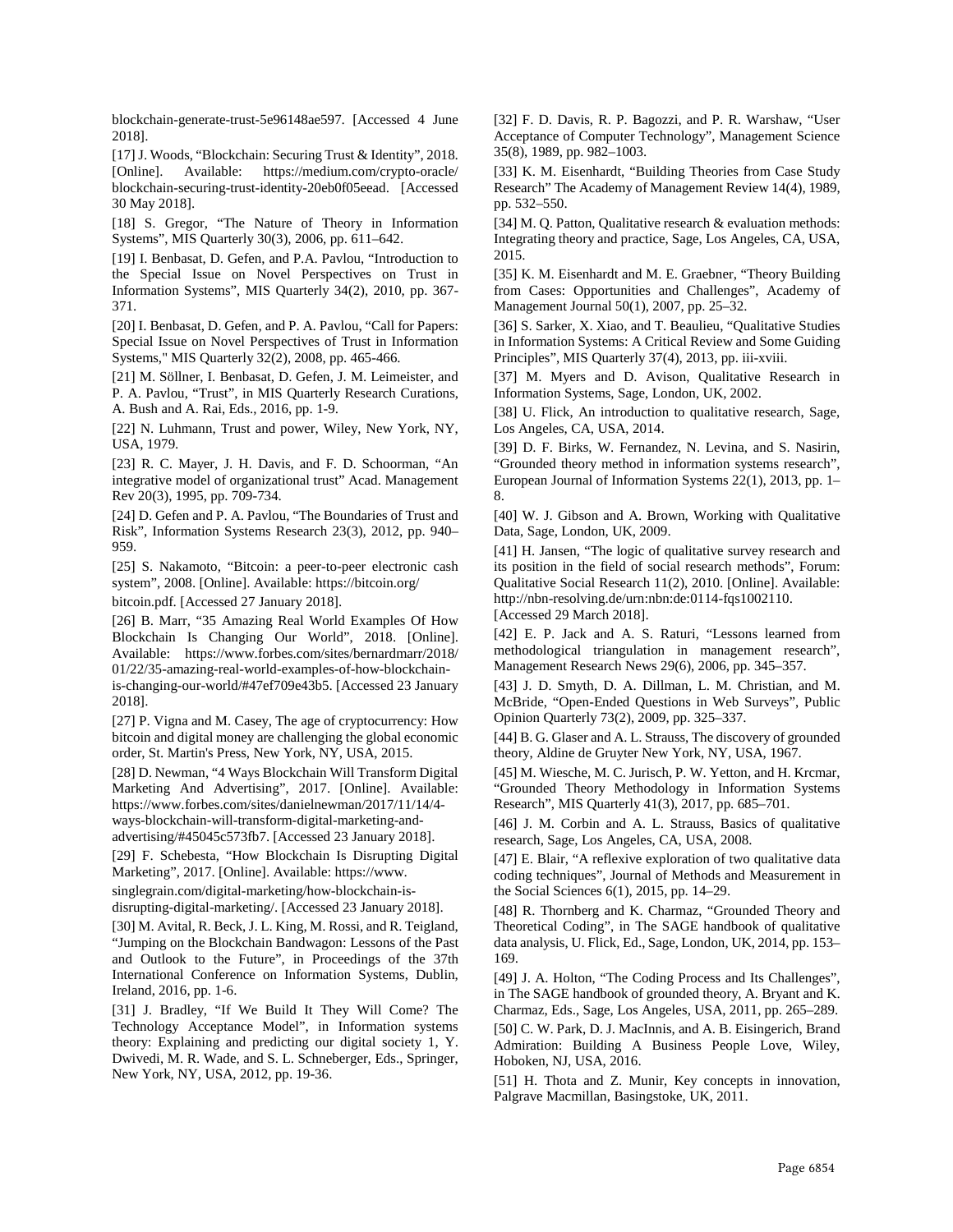blockchain-generate-trust-5e96148ae597. [Accessed 4 June 2018].

[17] J. Woods, “Blockchain: Securing Trust & Identity”, 2018. [Online]. Available: https://medium.com/crypto-oracle/ blockchain-securing-trust-identity-20eb0f05eead. [Accessed 30 May 2018].

[18] S. Gregor, “The Nature of Theory in Information Systems”, MIS Quarterly 30(3), 2006, pp. 611–642.

[19] I. Benbasat, D. Gefen, and P.A. Pavlou, “Introduction to the Special Issue on Novel Perspectives on Trust in Information Systems”, MIS Quarterly 34(2), 2010, pp. 367-371.

[20] I. Benbasat, D. Gefen, and P. A. Pavlou, “Call for Papers: Special Issue on Novel Perspectives of Trust in Information Systems," MIS Quarterly 32(2), 2008, pp. 465-466.

[21] M. Söllner, I. Benbasat, D. Gefen, J. M. Leimeister, and P. A. Pavlou, “Trust”, in MIS Quarterly Research Curations, A. Bush and A. Rai, Eds., 2016, pp. 1-9.

[22] N. Luhmann, Trust and power, Wiley, New York, NY, USA, 1979.

[23] R. C. Mayer, J. H. Davis, and F. D. Schoorman, “An integrative model of organizational trust” Acad. Management Rev 20(3), 1995, pp. 709-734.

[24] D. Gefen and P. A. Pavlou, “The Boundaries of Trust and Risk”, Information Systems Research 23(3), 2012, pp. 940–959.

[25] S. Nakamoto, “Bitcoin: a peer-to-peer electronic cash system”, 2008. [Online]. Available: https://bitcoin.org/ bitcoin.pdf. [Accessed 27 January 2018].

[26] B. Marr, “35 Amazing Real World Examples Of How Blockchain Is Changing Our World”, 2018. [Online]. Available: https://www.forbes.com/sites/bernardmarr/2018/ 01/22/35-amazing-real-world-examples-of-how-blockchain-is-changing-our-world/#47ef709e43b5. [Accessed 23 January 2018].

[27] P. Vigna and M. Casey, The age of cryptocurrency: How bitcoin and digital money are challenging the global economic order, St. Martin's Press, New York, NY, USA, 2015.

[28] D. Newman, “4 Ways Blockchain Will Transform Digital Marketing And Advertising”, 2017. [Online]. Available: https://www.forbes.com/sites/danielnewman/2017/11/14/4-ways-blockchain-will-transform-digital-marketing-and-advertising/#45045c573fb7. [Accessed 23 January 2018].

[29] F. Schebesta, “How Blockchain Is Disrupting Digital Marketing”, 2017. [Online]. Available: https://www. singlegrain.com/digital-marketing/how-blockchain-is-disrupting-digital-marketing/. [Accessed 23 January 2018].

[30] M. Avital, R. Beck, J. L. King, M. Rossi, and R. Teigland, “Jumping on the Blockchain Bandwagon: Lessons of the Past and Outlook to the Future”, in Proceedings of the 37th International Conference on Information Systems, Dublin, Ireland, 2016, pp. 1-6.

[31] J. Bradley, “If We Build It They Will Come? The Technology Acceptance Model”, in Information systems theory: Explaining and predicting our digital society 1, Y. Dwivedi, M. R. Wade, and S. L. Schneberger, Eds., Springer, New York, NY, USA, 2012, pp. 19-36.

[32] F. D. Davis, R. P. Bagozzi, and P. R. Warshaw, “User Acceptance of Computer Technology”, Management Science 35(8), 1989, pp. 982–1003.

[33] K. M. Eisenhardt, “Building Theories from Case Study Research” The Academy of Management Review 14(4), 1989, pp. 532–550.

[34] M. Q. Patton, Qualitative research & evaluation methods: Integrating theory and practice, Sage, Los Angeles, CA, USA, 2015.

[35] K. M. Eisenhardt and M. E. Graebner, “Theory Building from Cases: Opportunities and Challenges”, Academy of Management Journal 50(1), 2007, pp. 25–32.

[36] S. Sarker, X. Xiao, and T. Beaulieu, “Qualitative Studies in Information Systems: A Critical Review and Some Guiding Principles”, MIS Quarterly 37(4), 2013, pp. iii-xviii.

[37] M. Myers and D. Avison, Qualitative Research in Information Systems, Sage, London, UK, 2002.

[38] U. Flick, An introduction to qualitative research, Sage, Los Angeles, CA, USA, 2014.

[39] D. F. Birks, W. Fernandez, N. Levina, and S. Nasirin, “Grounded theory method in information systems research”, European Journal of Information Systems 22(1), 2013, pp. 1–8.

[40] W. J. Gibson and A. Brown, Working with Qualitative Data, Sage, London, UK, 2009.

[41] H. Jansen, “The logic of qualitative survey research and its position in the field of social research methods”, Forum: Qualitative Social Research 11(2), 2010. [Online]. Available: http://nbn-resolving.de/urn:nbn:de:0114-fqs1002110. [Accessed 29 March 2018].

[42] E. P. Jack and A. S. Raturi, “Lessons learned from methodological triangulation in management research”, Management Research News 29(6), 2006, pp. 345–357.

[43] J. D. Smyth, D. A. Dillman, L. M. Christian, and M. McBride, “Open-Ended Questions in Web Surveys”, Public Opinion Quarterly 73(2), 2009, pp. 325–337.

[44] B. G. Glaser and A. L. Strauss, The discovery of grounded theory, Aldine de Gruyter New York, NY, USA, 1967.

[45] M. Wiesche, M. C. Jurisch, P. W. Yetton, and H. Krcmar, “Grounded Theory Methodology in Information Systems Research”, MIS Quarterly 41(3), 2017, pp. 685–701.

[46] J. M. Corbin and A. L. Strauss, Basics of qualitative research, Sage, Los Angeles, CA, USA, 2008.

[47] E. Blair, “A reflexive exploration of two qualitative data coding techniques”, Journal of Methods and Measurement in the Social Sciences 6(1), 2015, pp. 14–29.

[48] R. Thornberg and K. Charmaz, “Grounded Theory and Theoretical Coding”, in The SAGE handbook of qualitative data analysis, U. Flick, Ed., Sage, London, UK, 2014, pp. 153–169.

[49] J. A. Holton, “The Coding Process and Its Challenges”, in The SAGE handbook of grounded theory, A. Bryant and K. Charmaz, Eds., Sage, Los Angeles, USA, 2011, pp. 265–289.

[50] C. W. Park, D. J. MacInnis, and A. B. Eisingerich, Brand Admiration: Building A Business People Love, Wiley, Hoboken, NJ, USA, 2016.

[51] H. Thota and Z. Munir, Key concepts in innovation, Palgrave Macmillan, Basingstoke, UK, 2011.